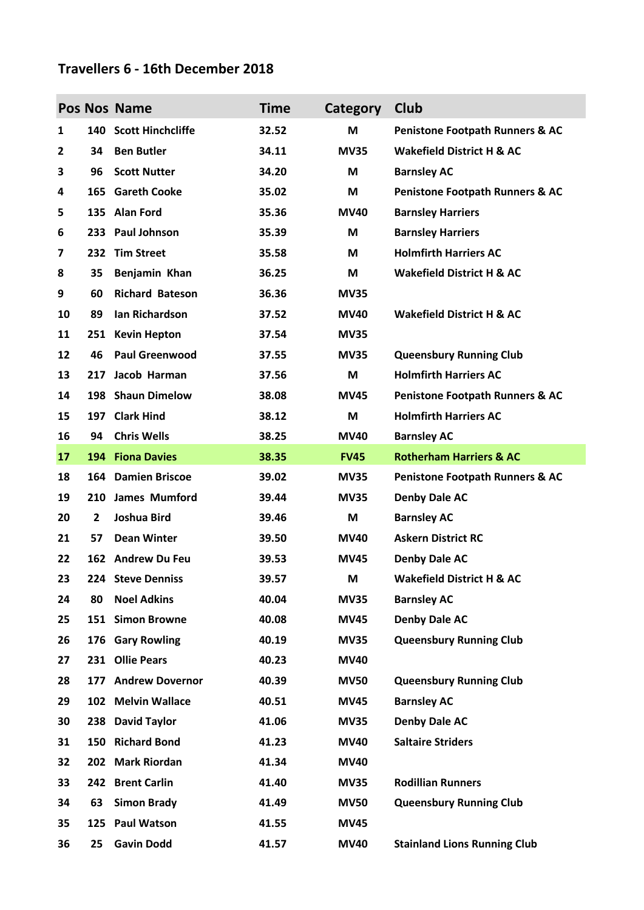# Travellers 6 - 16th December 2018

| Pos | Nos | Name | Time | Category | Club |
|---|---|---|---|---|---|
| 1 | 140 | Scott Hinchcliffe | 32.52 | M | Penistone Footpath Runners & AC |
| 2 | 34 | Ben Butler | 34.11 | MV35 | Wakefield District H & AC |
| 3 | 96 | Scott Nutter | 34.20 | M | Barnsley AC |
| 4 | 165 | Gareth Cooke | 35.02 | M | Penistone Footpath Runners & AC |
| 5 | 135 | Alan Ford | 35.36 | MV40 | Barnsley Harriers |
| 6 | 233 | Paul Johnson | 35.39 | M | Barnsley Harriers |
| 7 | 232 | Tim Street | 35.58 | M | Holmfirth Harriers AC |
| 8 | 35 | Benjamin Khan | 36.25 | M | Wakefield District H & AC |
| 9 | 60 | Richard Bateson | 36.36 | MV35 | |
| 10 | 89 | Ian Richardson | 37.52 | MV40 | Wakefield District H & AC |
| 11 | 251 | Kevin Hepton | 37.54 | MV35 | |
| 12 | 46 | Paul Greenwood | 37.55 | MV35 | Queensbury Running Club |
| 13 | 217 | Jacob Harman | 37.56 | M | Holmfirth Harriers AC |
| 14 | 198 | Shaun Dimelow | 38.08 | MV45 | Penistone Footpath Runners & AC |
| 15 | 197 | Clark Hind | 38.12 | M | Holmfirth Harriers AC |
| 16 | 94 | Chris Wells | 38.25 | MV40 | Barnsley AC |
| 17 | 194 | Fiona Davies | 38.35 | FV45 | Rotherham Harriers & AC |
| 18 | 164 | Damien Briscoe | 39.02 | MV35 | Penistone Footpath Runners & AC |
| 19 | 210 | James Mumford | 39.44 | MV35 | Denby Dale AC |
| 20 | 2 | Joshua Bird | 39.46 | M | Barnsley AC |
| 21 | 57 | Dean Winter | 39.50 | MV40 | Askern District RC |
| 22 | 162 | Andrew Du Feu | 39.53 | MV45 | Denby Dale AC |
| 23 | 224 | Steve Denniss | 39.57 | M | Wakefield District H & AC |
| 24 | 80 | Noel Adkins | 40.04 | MV35 | Barnsley AC |
| 25 | 151 | Simon Browne | 40.08 | MV45 | Denby Dale AC |
| 26 | 176 | Gary Rowling | 40.19 | MV35 | Queensbury Running Club |
| 27 | 231 | Ollie Pears | 40.23 | MV40 | |
| 28 | 177 | Andrew Dovernor | 40.39 | MV50 | Queensbury Running Club |
| 29 | 102 | Melvin Wallace | 40.51 | MV45 | Barnsley AC |
| 30 | 238 | David Taylor | 41.06 | MV35 | Denby Dale AC |
| 31 | 150 | Richard Bond | 41.23 | MV40 | Saltaire Striders |
| 32 | 202 | Mark Riordan | 41.34 | MV40 | |
| 33 | 242 | Brent Carlin | 41.40 | MV35 | Rodillian Runners |
| 34 | 63 | Simon Brady | 41.49 | MV50 | Queensbury Running Club |
| 35 | 125 | Paul Watson | 41.55 | MV45 | |
| 36 | 25 | Gavin Dodd | 41.57 | MV40 | Stainland Lions Running Club |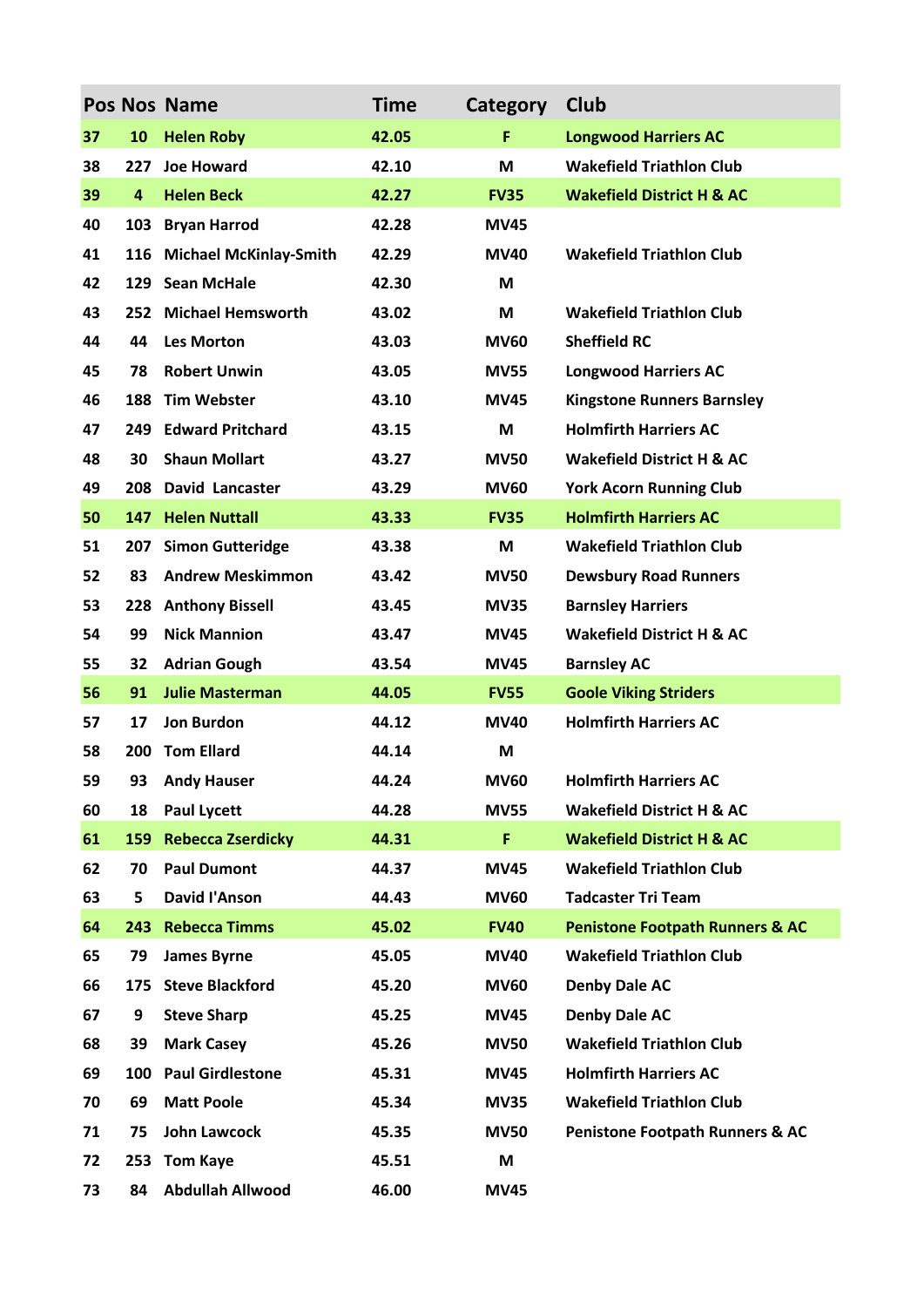| Pos | Nos | Name | Time | Category | Club |
|---|---|---|---|---|---|
| 37 | 10 | Helen Roby | 42.05 | F | Longwood Harriers AC |
| 38 | 227 | Joe Howard | 42.10 | M | Wakefield Triathlon Club |
| 39 | 4 | Helen Beck | 42.27 | FV35 | Wakefield District H & AC |
| 40 | 103 | Bryan Harrod | 42.28 | MV45 | |
| 41 | 116 | Michael McKinlay-Smith | 42.29 | MV40 | Wakefield Triathlon Club |
| 42 | 129 | Sean McHale | 42.30 | M | |
| 43 | 252 | Michael Hemsworth | 43.02 | M | Wakefield Triathlon Club |
| 44 | 44 | Les Morton | 43.03 | MV60 | Sheffield RC |
| 45 | 78 | Robert Unwin | 43.05 | MV55 | Longwood Harriers AC |
| 46 | 188 | Tim Webster | 43.10 | MV45 | Kingstone Runners Barnsley |
| 47 | 249 | Edward Pritchard | 43.15 | M | Holmfirth Harriers AC |
| 48 | 30 | Shaun Mollart | 43.27 | MV50 | Wakefield District H & AC |
| 49 | 208 | David Lancaster | 43.29 | MV60 | York Acorn Running Club |
| 50 | 147 | Helen Nuttall | 43.33 | FV35 | Holmfirth Harriers AC |
| 51 | 207 | Simon Gutteridge | 43.38 | M | Wakefield Triathlon Club |
| 52 | 83 | Andrew Meskimmon | 43.42 | MV50 | Dewsbury Road Runners |
| 53 | 228 | Anthony Bissell | 43.45 | MV35 | Barnsley Harriers |
| 54 | 99 | Nick Mannion | 43.47 | MV45 | Wakefield District H & AC |
| 55 | 32 | Adrian Gough | 43.54 | MV45 | Barnsley AC |
| 56 | 91 | Julie Masterman | 44.05 | FV55 | Goole Viking Striders |
| 57 | 17 | Jon Burdon | 44.12 | MV40 | Holmfirth Harriers AC |
| 58 | 200 | Tom Ellard | 44.14 | M | |
| 59 | 93 | Andy Hauser | 44.24 | MV60 | Holmfirth Harriers AC |
| 60 | 18 | Paul Lycett | 44.28 | MV55 | Wakefield District H & AC |
| 61 | 159 | Rebecca Zserdicky | 44.31 | F | Wakefield District H & AC |
| 62 | 70 | Paul Dumont | 44.37 | MV45 | Wakefield Triathlon Club |
| 63 | 5 | David I'Anson | 44.43 | MV60 | Tadcaster Tri Team |
| 64 | 243 | Rebecca Timms | 45.02 | FV40 | Penistone Footpath Runners & AC |
| 65 | 79 | James Byrne | 45.05 | MV40 | Wakefield Triathlon Club |
| 66 | 175 | Steve Blackford | 45.20 | MV60 | Denby Dale AC |
| 67 | 9 | Steve Sharp | 45.25 | MV45 | Denby Dale AC |
| 68 | 39 | Mark Casey | 45.26 | MV50 | Wakefield Triathlon Club |
| 69 | 100 | Paul Girdlestone | 45.31 | MV45 | Holmfirth Harriers AC |
| 70 | 69 | Matt Poole | 45.34 | MV35 | Wakefield Triathlon Club |
| 71 | 75 | John Lawcock | 45.35 | MV50 | Penistone Footpath Runners & AC |
| 72 | 253 | Tom Kaye | 45.51 | M | |
| 73 | 84 | Abdullah Allwood | 46.00 | MV45 | |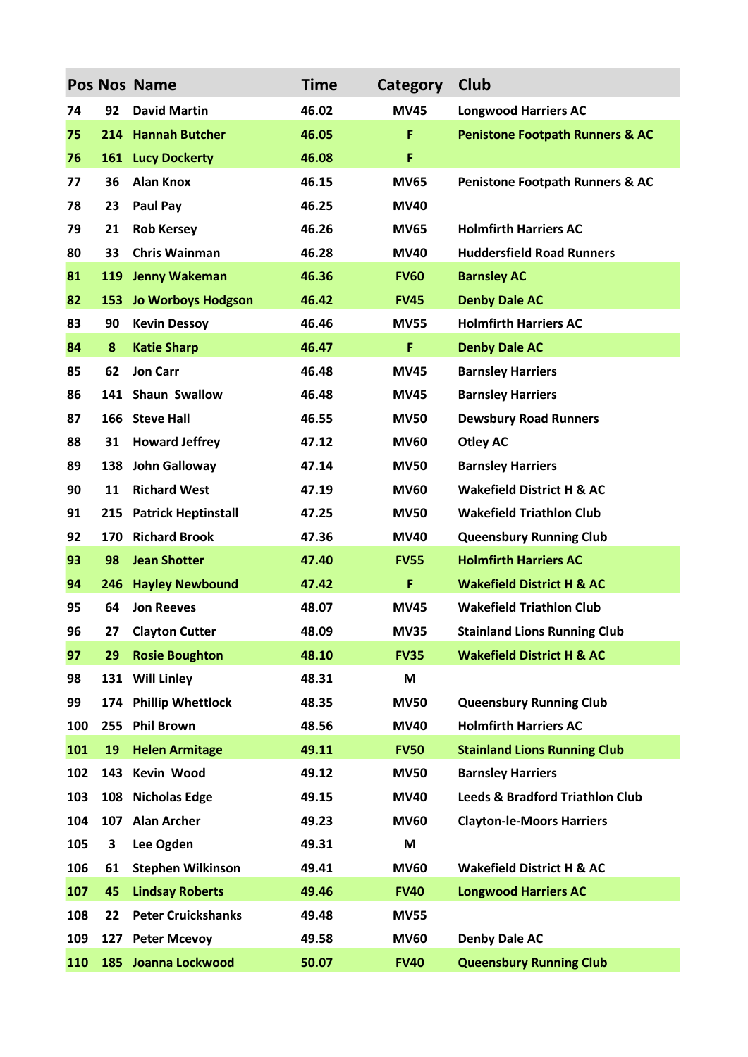| Pos | Nos | Name | Time | Category | Club |
|---|---|---|---|---|---|
| 74 | 92 | David Martin | 46.02 | MV45 | Longwood Harriers AC |
| 75 | 214 | Hannah Butcher | 46.05 | F | Penistone Footpath Runners & AC |
| 76 | 161 | Lucy Dockerty | 46.08 | F | |
| 77 | 36 | Alan Knox | 46.15 | MV65 | Penistone Footpath Runners & AC |
| 78 | 23 | Paul Pay | 46.25 | MV40 | |
| 79 | 21 | Rob Kersey | 46.26 | MV65 | Holmfirth Harriers AC |
| 80 | 33 | Chris Wainman | 46.28 | MV40 | Huddersfield Road Runners |
| 81 | 119 | Jenny Wakeman | 46.36 | FV60 | Barnsley AC |
| 82 | 153 | Jo Worboys Hodgson | 46.42 | FV45 | Denby Dale AC |
| 83 | 90 | Kevin Dessoy | 46.46 | MV55 | Holmfirth Harriers AC |
| 84 | 8 | Katie Sharp | 46.47 | F | Denby Dale AC |
| 85 | 62 | Jon Carr | 46.48 | MV45 | Barnsley Harriers |
| 86 | 141 | Shaun Swallow | 46.48 | MV45 | Barnsley Harriers |
| 87 | 166 | Steve Hall | 46.55 | MV50 | Dewsbury Road Runners |
| 88 | 31 | Howard Jeffrey | 47.12 | MV60 | Otley AC |
| 89 | 138 | John Galloway | 47.14 | MV50 | Barnsley Harriers |
| 90 | 11 | Richard West | 47.19 | MV60 | Wakefield District H & AC |
| 91 | 215 | Patrick Heptinstall | 47.25 | MV50 | Wakefield Triathlon Club |
| 92 | 170 | Richard Brook | 47.36 | MV40 | Queensbury Running Club |
| 93 | 98 | Jean Shotter | 47.40 | FV55 | Holmfirth Harriers AC |
| 94 | 246 | Hayley Newbound | 47.42 | F | Wakefield District H & AC |
| 95 | 64 | Jon Reeves | 48.07 | MV45 | Wakefield Triathlon Club |
| 96 | 27 | Clayton Cutter | 48.09 | MV35 | Stainland Lions Running Club |
| 97 | 29 | Rosie Boughton | 48.10 | FV35 | Wakefield District H & AC |
| 98 | 131 | Will Linley | 48.31 | M | |
| 99 | 174 | Phillip Whettlock | 48.35 | MV50 | Queensbury Running Club |
| 100 | 255 | Phil Brown | 48.56 | MV40 | Holmfirth Harriers AC |
| 101 | 19 | Helen Armitage | 49.11 | FV50 | Stainland Lions Running Club |
| 102 | 143 | Kevin Wood | 49.12 | MV50 | Barnsley Harriers |
| 103 | 108 | Nicholas Edge | 49.15 | MV40 | Leeds & Bradford Triathlon Club |
| 104 | 107 | Alan Archer | 49.23 | MV60 | Clayton-le-Moors Harriers |
| 105 | 3 | Lee Ogden | 49.31 | M | |
| 106 | 61 | Stephen Wilkinson | 49.41 | MV60 | Wakefield District H & AC |
| 107 | 45 | Lindsay Roberts | 49.46 | FV40 | Longwood Harriers AC |
| 108 | 22 | Peter Cruickshanks | 49.48 | MV55 | |
| 109 | 127 | Peter Mcevoy | 49.58 | MV60 | Denby Dale AC |
| 110 | 185 | Joanna Lockwood | 50.07 | FV40 | Queensbury Running Club |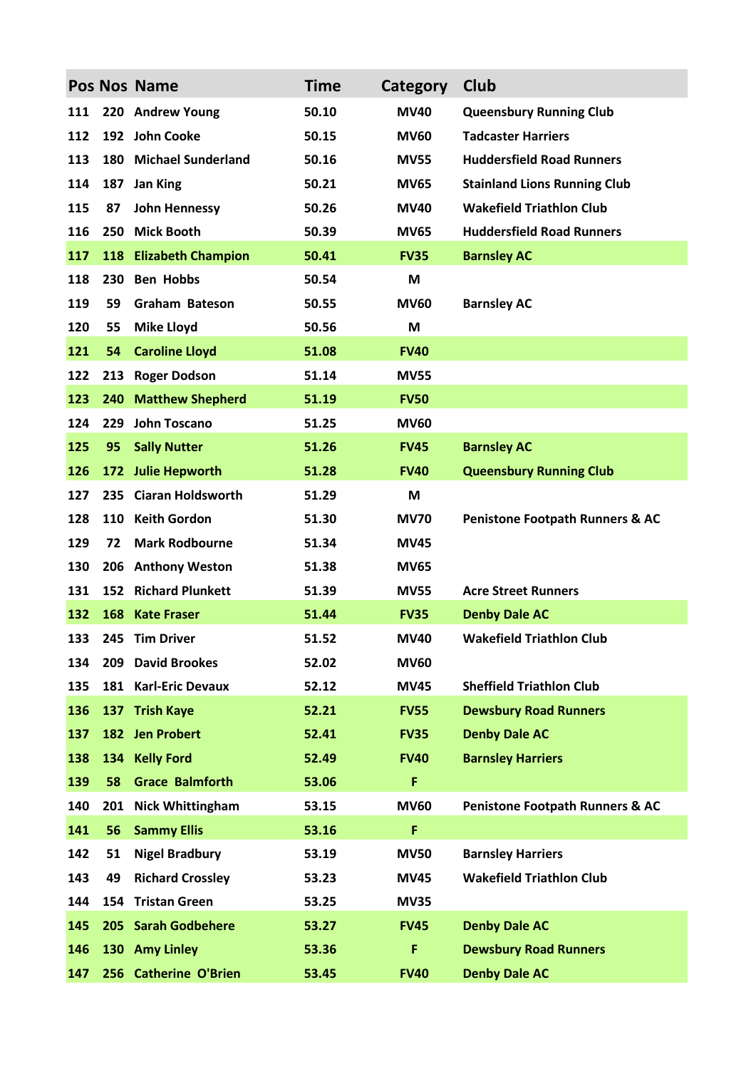| Pos | Nos | Name | Time | Category | Club |
|---|---|---|---|---|---|
| 111 | 220 | Andrew Young | 50.10 | MV40 | Queensbury Running Club |
| 112 | 192 | John Cooke | 50.15 | MV60 | Tadcaster Harriers |
| 113 | 180 | Michael Sunderland | 50.16 | MV55 | Huddersfield Road Runners |
| 114 | 187 | Jan King | 50.21 | MV65 | Stainland Lions Running Club |
| 115 | 87 | John Hennessy | 50.26 | MV40 | Wakefield Triathlon Club |
| 116 | 250 | Mick Booth | 50.39 | MV65 | Huddersfield Road Runners |
| 117 | 118 | Elizabeth Champion | 50.41 | FV35 | Barnsley AC |
| 118 | 230 | Ben Hobbs | 50.54 | M | |
| 119 | 59 | Graham Bateson | 50.55 | MV60 | Barnsley AC |
| 120 | 55 | Mike Lloyd | 50.56 | M | |
| 121 | 54 | Caroline Lloyd | 51.08 | FV40 | |
| 122 | 213 | Roger Dodson | 51.14 | MV55 | |
| 123 | 240 | Matthew Shepherd | 51.19 | FV50 | |
| 124 | 229 | John Toscano | 51.25 | MV60 | |
| 125 | 95 | Sally Nutter | 51.26 | FV45 | Barnsley AC |
| 126 | 172 | Julie Hepworth | 51.28 | FV40 | Queensbury Running Club |
| 127 | 235 | Ciaran Holdsworth | 51.29 | M | |
| 128 | 110 | Keith Gordon | 51.30 | MV70 | Penistone Footpath Runners & AC |
| 129 | 72 | Mark Rodbourne | 51.34 | MV45 | |
| 130 | 206 | Anthony Weston | 51.38 | MV65 | |
| 131 | 152 | Richard Plunkett | 51.39 | MV55 | Acre Street Runners |
| 132 | 168 | Kate Fraser | 51.44 | FV35 | Denby Dale AC |
| 133 | 245 | Tim Driver | 51.52 | MV40 | Wakefield Triathlon Club |
| 134 | 209 | David Brookes | 52.02 | MV60 | |
| 135 | 181 | Karl-Eric Devaux | 52.12 | MV45 | Sheffield Triathlon Club |
| 136 | 137 | Trish Kaye | 52.21 | FV55 | Dewsbury Road Runners |
| 137 | 182 | Jen Probert | 52.41 | FV35 | Denby Dale AC |
| 138 | 134 | Kelly Ford | 52.49 | FV40 | Barnsley Harriers |
| 139 | 58 | Grace Balmforth | 53.06 | F | |
| 140 | 201 | Nick Whittingham | 53.15 | MV60 | Penistone Footpath Runners & AC |
| 141 | 56 | Sammy Ellis | 53.16 | F | |
| 142 | 51 | Nigel Bradbury | 53.19 | MV50 | Barnsley Harriers |
| 143 | 49 | Richard Crossley | 53.23 | MV45 | Wakefield Triathlon Club |
| 144 | 154 | Tristan Green | 53.25 | MV35 | |
| 145 | 205 | Sarah Godbehere | 53.27 | FV45 | Denby Dale AC |
| 146 | 130 | Amy Linley | 53.36 | F | Dewsbury Road Runners |
| 147 | 256 | Catherine O'Brien | 53.45 | FV40 | Denby Dale AC |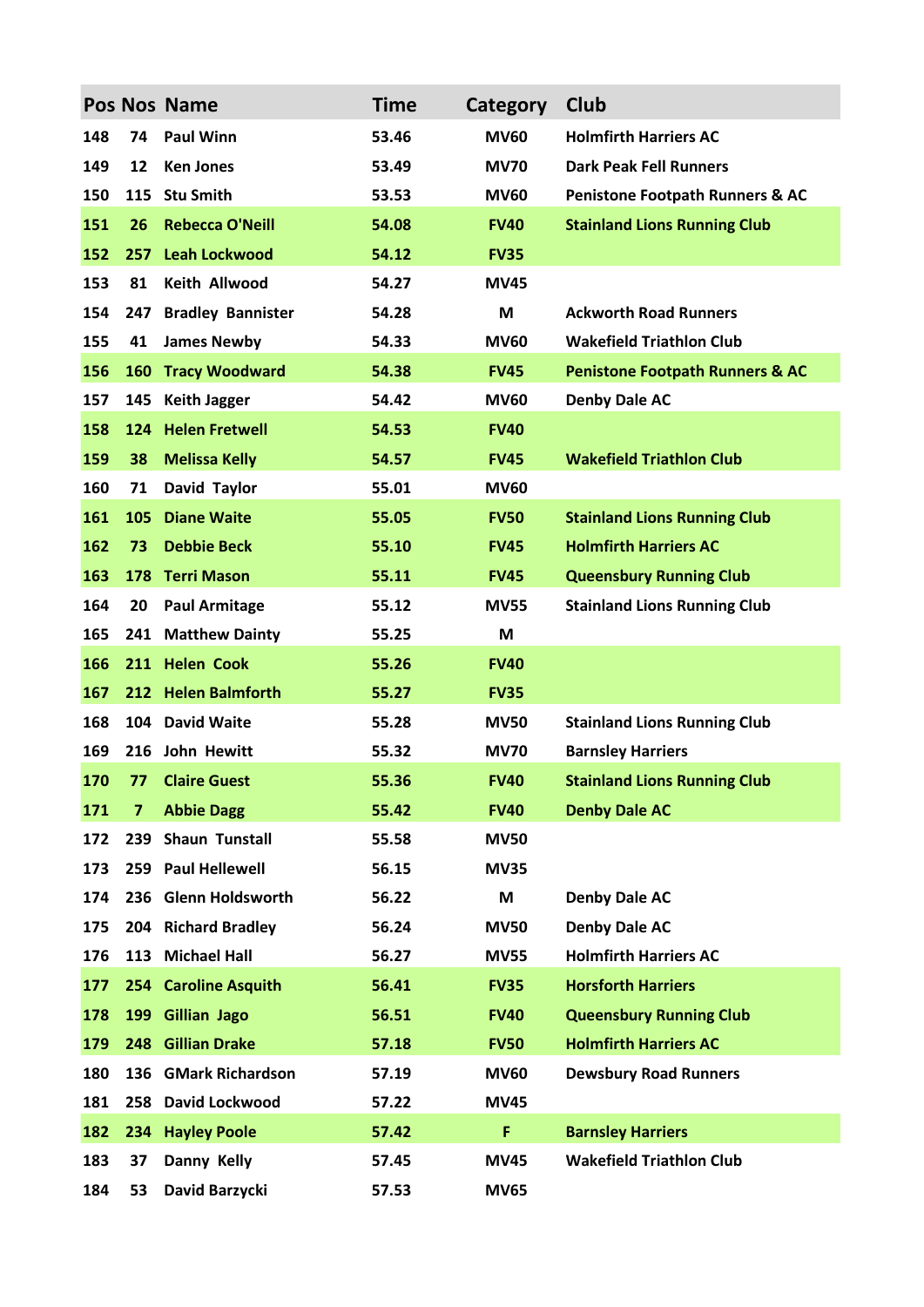| Pos | Nos | Name | Time | Category | Club |
|---|---|---|---|---|---|
| 148 | 74 | Paul Winn | 53.46 | MV60 | Holmfirth Harriers AC |
| 149 | 12 | Ken Jones | 53.49 | MV70 | Dark Peak Fell Runners |
| 150 | 115 | Stu Smith | 53.53 | MV60 | Penistone Footpath Runners & AC |
| 151 | 26 | Rebecca O'Neill | 54.08 | FV40 | Stainland Lions Running Club |
| 152 | 257 | Leah Lockwood | 54.12 | FV35 | |
| 153 | 81 | Keith Allwood | 54.27 | MV45 | |
| 154 | 247 | Bradley Bannister | 54.28 | M | Ackworth Road Runners |
| 155 | 41 | James Newby | 54.33 | MV60 | Wakefield Triathlon Club |
| 156 | 160 | Tracy Woodward | 54.38 | FV45 | Penistone Footpath Runners & AC |
| 157 | 145 | Keith Jagger | 54.42 | MV60 | Denby Dale AC |
| 158 | 124 | Helen Fretwell | 54.53 | FV40 | |
| 159 | 38 | Melissa Kelly | 54.57 | FV45 | Wakefield Triathlon Club |
| 160 | 71 | David Taylor | 55.01 | MV60 | |
| 161 | 105 | Diane Waite | 55.05 | FV50 | Stainland Lions Running Club |
| 162 | 73 | Debbie Beck | 55.10 | FV45 | Holmfirth Harriers AC |
| 163 | 178 | Terri Mason | 55.11 | FV45 | Queensbury Running Club |
| 164 | 20 | Paul Armitage | 55.12 | MV55 | Stainland Lions Running Club |
| 165 | 241 | Matthew Dainty | 55.25 | M | |
| 166 | 211 | Helen Cook | 55.26 | FV40 | |
| 167 | 212 | Helen Balmforth | 55.27 | FV35 | |
| 168 | 104 | David Waite | 55.28 | MV50 | Stainland Lions Running Club |
| 169 | 216 | John Hewitt | 55.32 | MV70 | Barnsley Harriers |
| 170 | 77 | Claire Guest | 55.36 | FV40 | Stainland Lions Running Club |
| 171 | 7 | Abbie Dagg | 55.42 | FV40 | Denby Dale AC |
| 172 | 239 | Shaun Tunstall | 55.58 | MV50 | |
| 173 | 259 | Paul Hellewell | 56.15 | MV35 | |
| 174 | 236 | Glenn Holdsworth | 56.22 | M | Denby Dale AC |
| 175 | 204 | Richard Bradley | 56.24 | MV50 | Denby Dale AC |
| 176 | 113 | Michael Hall | 56.27 | MV55 | Holmfirth Harriers AC |
| 177 | 254 | Caroline Asquith | 56.41 | FV35 | Horsforth Harriers |
| 178 | 199 | Gillian Jago | 56.51 | FV40 | Queensbury Running Club |
| 179 | 248 | Gillian Drake | 57.18 | FV50 | Holmfirth Harriers AC |
| 180 | 136 | GMark Richardson | 57.19 | MV60 | Dewsbury Road Runners |
| 181 | 258 | David Lockwood | 57.22 | MV45 | |
| 182 | 234 | Hayley Poole | 57.42 | F | Barnsley Harriers |
| 183 | 37 | Danny Kelly | 57.45 | MV45 | Wakefield Triathlon Club |
| 184 | 53 | David Barzycki | 57.53 | MV65 | |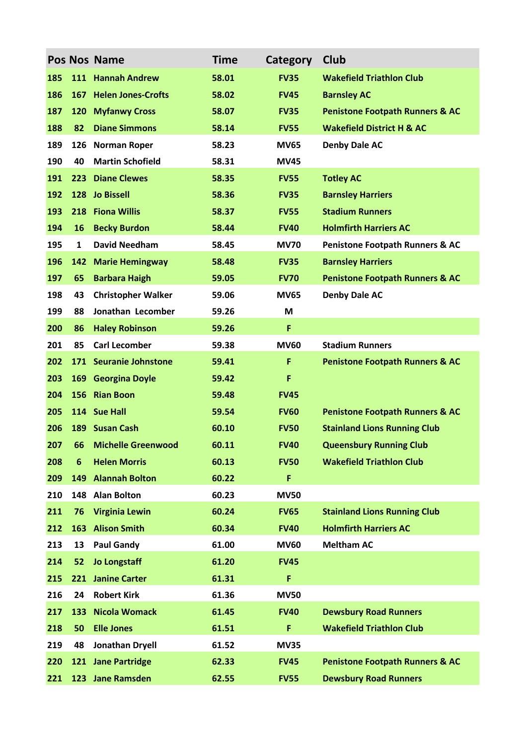| Pos | Nos | Name | Time | Category | Club |
|---|---|---|---|---|---|
| 185 | 111 | Hannah Andrew | 58.01 | FV35 | Wakefield Triathlon Club |
| 186 | 167 | Helen Jones-Crofts | 58.02 | FV45 | Barnsley AC |
| 187 | 120 | Myfanwy Cross | 58.07 | FV35 | Penistone Footpath Runners & AC |
| 188 | 82 | Diane Simmons | 58.14 | FV55 | Wakefield District H & AC |
| 189 | 126 | Norman Roper | 58.23 | MV65 | Denby Dale AC |
| 190 | 40 | Martin Schofield | 58.31 | MV45 | |
| 191 | 223 | Diane Clewes | 58.35 | FV55 | Totley AC |
| 192 | 128 | Jo Bissell | 58.36 | FV35 | Barnsley Harriers |
| 193 | 218 | Fiona Willis | 58.37 | FV55 | Stadium Runners |
| 194 | 16 | Becky Burdon | 58.44 | FV40 | Holmfirth Harriers AC |
| 195 | 1 | David Needham | 58.45 | MV70 | Penistone Footpath Runners & AC |
| 196 | 142 | Marie Hemingway | 58.48 | FV35 | Barnsley Harriers |
| 197 | 65 | Barbara Haigh | 59.05 | FV70 | Penistone Footpath Runners & AC |
| 198 | 43 | Christopher Walker | 59.06 | MV65 | Denby Dale AC |
| 199 | 88 | Jonathan Lecomber | 59.26 | M | |
| 200 | 86 | Haley Robinson | 59.26 | F | |
| 201 | 85 | Carl Lecomber | 59.38 | MV60 | Stadium Runners |
| 202 | 171 | Seuranie Johnstone | 59.41 | F | Penistone Footpath Runners & AC |
| 203 | 169 | Georgina Doyle | 59.42 | F | |
| 204 | 156 | Rian Boon | 59.48 | FV45 | |
| 205 | 114 | Sue Hall | 59.54 | FV60 | Penistone Footpath Runners & AC |
| 206 | 189 | Susan Cash | 60.10 | FV50 | Stainland Lions Running Club |
| 207 | 66 | Michelle Greenwood | 60.11 | FV40 | Queensbury Running Club |
| 208 | 6 | Helen Morris | 60.13 | FV50 | Wakefield Triathlon Club |
| 209 | 149 | Alannah Bolton | 60.22 | F | |
| 210 | 148 | Alan Bolton | 60.23 | MV50 | |
| 211 | 76 | Virginia Lewin | 60.24 | FV65 | Stainland Lions Running Club |
| 212 | 163 | Alison Smith | 60.34 | FV40 | Holmfirth Harriers AC |
| 213 | 13 | Paul Gandy | 61.00 | MV60 | Meltham AC |
| 214 | 52 | Jo Longstaff | 61.20 | FV45 | |
| 215 | 221 | Janine Carter | 61.31 | F | |
| 216 | 24 | Robert Kirk | 61.36 | MV50 | |
| 217 | 133 | Nicola Womack | 61.45 | FV40 | Dewsbury Road Runners |
| 218 | 50 | Elle Jones | 61.51 | F | Wakefield Triathlon Club |
| 219 | 48 | Jonathan Dryell | 61.52 | MV35 | |
| 220 | 121 | Jane Partridge | 62.33 | FV45 | Penistone Footpath Runners & AC |
| 221 | 123 | Jane Ramsden | 62.55 | FV55 | Dewsbury Road Runners |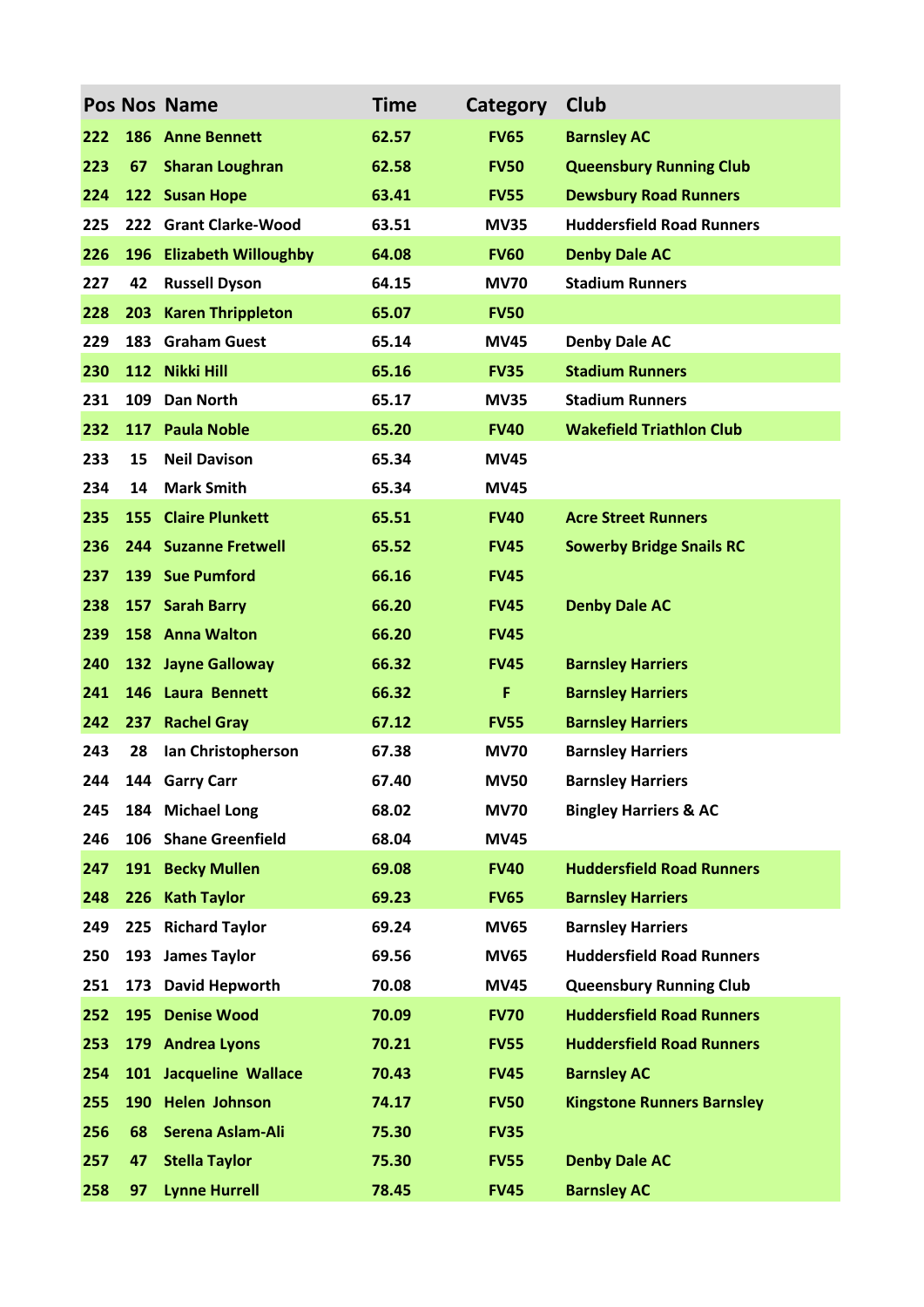| Pos | Nos | Name | Time | Category | Club |
|---|---|---|---|---|---|
| 222 | 186 | Anne Bennett | 62.57 | FV65 | Barnsley AC |
| 223 | 67 | Sharan Loughran | 62.58 | FV50 | Queensbury Running Club |
| 224 | 122 | Susan Hope | 63.41 | FV55 | Dewsbury Road Runners |
| 225 | 222 | Grant Clarke-Wood | 63.51 | MV35 | Huddersfield Road Runners |
| 226 | 196 | Elizabeth Willoughby | 64.08 | FV60 | Denby Dale AC |
| 227 | 42 | Russell Dyson | 64.15 | MV70 | Stadium Runners |
| 228 | 203 | Karen Thrippleton | 65.07 | FV50 | |
| 229 | 183 | Graham Guest | 65.14 | MV45 | Denby Dale AC |
| 230 | 112 | Nikki Hill | 65.16 | FV35 | Stadium Runners |
| 231 | 109 | Dan North | 65.17 | MV35 | Stadium Runners |
| 232 | 117 | Paula Noble | 65.20 | FV40 | Wakefield Triathlon Club |
| 233 | 15 | Neil Davison | 65.34 | MV45 | |
| 234 | 14 | Mark Smith | 65.34 | MV45 | |
| 235 | 155 | Claire Plunkett | 65.51 | FV40 | Acre Street Runners |
| 236 | 244 | Suzanne Fretwell | 65.52 | FV45 | Sowerby Bridge Snails RC |
| 237 | 139 | Sue Pumford | 66.16 | FV45 | |
| 238 | 157 | Sarah Barry | 66.20 | FV45 | Denby Dale AC |
| 239 | 158 | Anna Walton | 66.20 | FV45 | |
| 240 | 132 | Jayne Galloway | 66.32 | FV45 | Barnsley Harriers |
| 241 | 146 | Laura Bennett | 66.32 | F | Barnsley Harriers |
| 242 | 237 | Rachel Gray | 67.12 | FV55 | Barnsley Harriers |
| 243 | 28 | Ian Christopherson | 67.38 | MV70 | Barnsley Harriers |
| 244 | 144 | Garry Carr | 67.40 | MV50 | Barnsley Harriers |
| 245 | 184 | Michael Long | 68.02 | MV70 | Bingley Harriers & AC |
| 246 | 106 | Shane Greenfield | 68.04 | MV45 | |
| 247 | 191 | Becky Mullen | 69.08 | FV40 | Huddersfield Road Runners |
| 248 | 226 | Kath Taylor | 69.23 | FV65 | Barnsley Harriers |
| 249 | 225 | Richard Taylor | 69.24 | MV65 | Barnsley Harriers |
| 250 | 193 | James Taylor | 69.56 | MV65 | Huddersfield Road Runners |
| 251 | 173 | David Hepworth | 70.08 | MV45 | Queensbury Running Club |
| 252 | 195 | Denise Wood | 70.09 | FV70 | Huddersfield Road Runners |
| 253 | 179 | Andrea Lyons | 70.21 | FV55 | Huddersfield Road Runners |
| 254 | 101 | Jacqueline Wallace | 70.43 | FV45 | Barnsley AC |
| 255 | 190 | Helen Johnson | 74.17 | FV50 | Kingstone Runners Barnsley |
| 256 | 68 | Serena Aslam-Ali | 75.30 | FV35 | |
| 257 | 47 | Stella Taylor | 75.30 | FV55 | Denby Dale AC |
| 258 | 97 | Lynne Hurrell | 78.45 | FV45 | Barnsley AC |